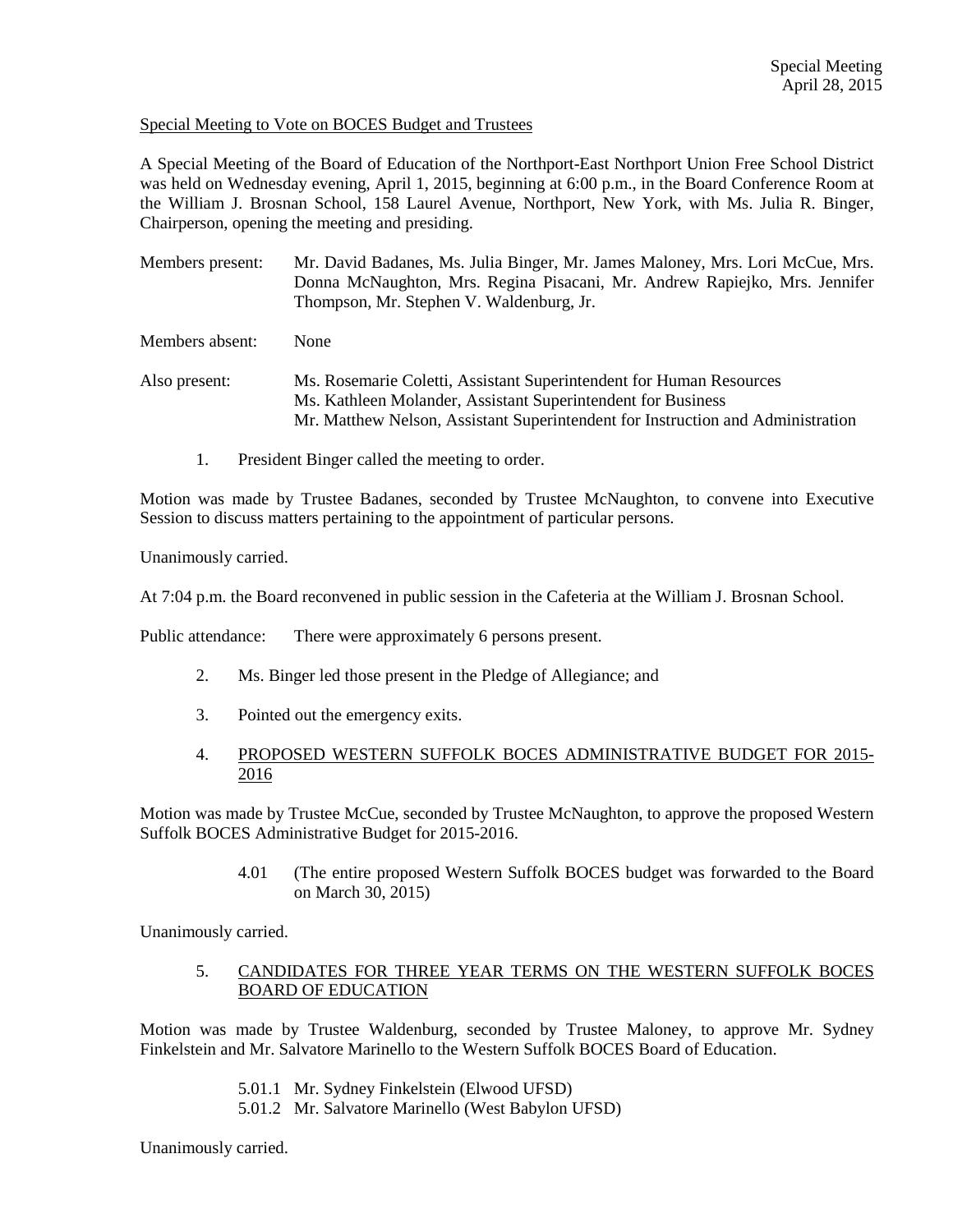Special Meeting
April 28, 2015

Special Meeting to Vote on BOCES Budget and Trustees

A Special Meeting of the Board of Education of the Northport-East Northport Union Free School District was held on Wednesday evening, April 1, 2015, beginning at 6:00 p.m., in the Board Conference Room at the William J. Brosnan School, 158 Laurel Avenue, Northport, New York, with Ms. Julia R. Binger, Chairperson, opening the meeting and presiding.

Members present: Mr. David Badanes, Ms. Julia Binger, Mr. James Maloney, Mrs. Lori McCue, Mrs. Donna McNaughton, Mrs. Regina Pisacani, Mr. Andrew Rapiejko, Mrs. Jennifer Thompson, Mr. Stephen V. Waldenburg, Jr.

Members absent: None

Also present: Ms. Rosemarie Coletti, Assistant Superintendent for Human Resources
Ms. Kathleen Molander, Assistant Superintendent for Business
Mr. Matthew Nelson, Assistant Superintendent for Instruction and Administration

1. President Binger called the meeting to order.

Motion was made by Trustee Badanes, seconded by Trustee McNaughton, to convene into Executive Session to discuss matters pertaining to the appointment of particular persons.

Unanimously carried.

At 7:04 p.m. the Board reconvened in public session in the Cafeteria at the William J. Brosnan School.

Public attendance: There were approximately 6 persons present.

2. Ms. Binger led those present in the Pledge of Allegiance; and

3. Pointed out the emergency exits.

4. PROPOSED WESTERN SUFFOLK BOCES ADMINISTRATIVE BUDGET FOR 2015-2016

Motion was made by Trustee McCue, seconded by Trustee McNaughton, to approve the proposed Western Suffolk BOCES Administrative Budget for 2015-2016.

4.01 (The entire proposed Western Suffolk BOCES budget was forwarded to the Board on March 30, 2015)

Unanimously carried.

5. CANDIDATES FOR THREE YEAR TERMS ON THE WESTERN SUFFOLK BOCES BOARD OF EDUCATION

Motion was made by Trustee Waldenburg, seconded by Trustee Maloney, to approve Mr. Sydney Finkelstein and Mr. Salvatore Marinello to the Western Suffolk BOCES Board of Education.

5.01.1 Mr. Sydney Finkelstein (Elwood UFSD)
5.01.2 Mr. Salvatore Marinello (West Babylon UFSD)

Unanimously carried.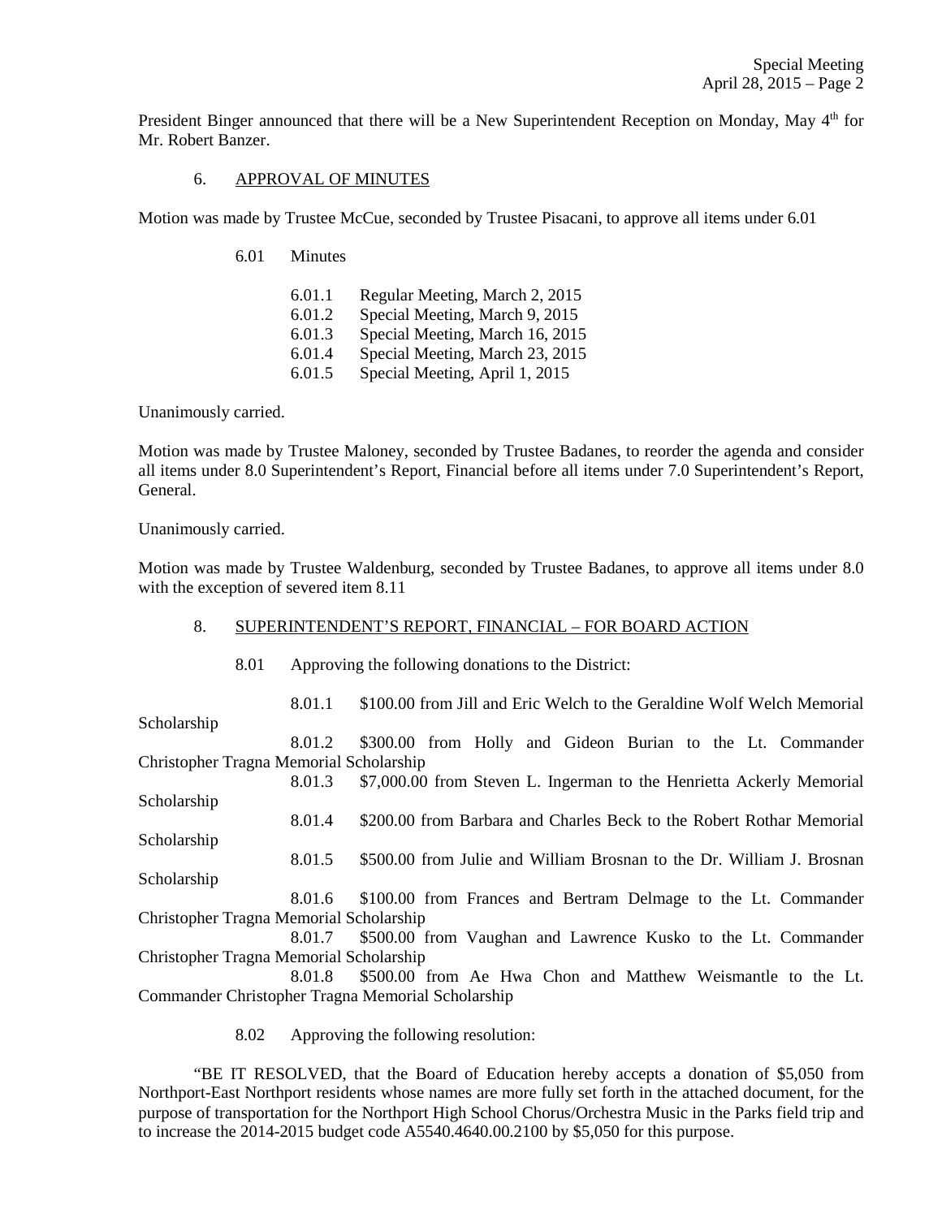President Binger announced that there will be a New Superintendent Reception on Monday, May 4th for Mr. Robert Banzer.

6. APPROVAL OF MINUTES

Motion was made by Trustee McCue, seconded by Trustee Pisacani, to approve all items under 6.01

6.01 Minutes

6.01.1 Regular Meeting, March 2, 2015
6.01.2 Special Meeting, March 9, 2015
6.01.3 Special Meeting, March 16, 2015
6.01.4 Special Meeting, March 23, 2015
6.01.5 Special Meeting, April 1, 2015

Unanimously carried.

Motion was made by Trustee Maloney, seconded by Trustee Badanes, to reorder the agenda and consider all items under 8.0 Superintendent's Report, Financial before all items under 7.0 Superintendent's Report, General.

Unanimously carried.

Motion was made by Trustee Waldenburg, seconded by Trustee Badanes, to approve all items under 8.0 with the exception of severed item 8.11

8. SUPERINTENDENT'S REPORT, FINANCIAL – FOR BOARD ACTION

8.01 Approving the following donations to the District:

8.01.1 $100.00 from Jill and Eric Welch to the Geraldine Wolf Welch Memorial Scholarship

8.01.2 $300.00 from Holly and Gideon Burian to the Lt. Commander Christopher Tragna Memorial Scholarship

8.01.3 $7,000.00 from Steven L. Ingerman to the Henrietta Ackerly Memorial Scholarship

8.01.4 $200.00 from Barbara and Charles Beck to the Robert Rothar Memorial Scholarship

8.01.5 $500.00 from Julie and William Brosnan to the Dr. William J. Brosnan Scholarship

8.01.6 $100.00 from Frances and Bertram Delmage to the Lt. Commander Christopher Tragna Memorial Scholarship

8.01.7 $500.00 from Vaughan and Lawrence Kusko to the Lt. Commander Christopher Tragna Memorial Scholarship

8.01.8 $500.00 from Ae Hwa Chon and Matthew Weismantle to the Lt. Commander Christopher Tragna Memorial Scholarship

8.02 Approving the following resolution:

"BE IT RESOLVED, that the Board of Education hereby accepts a donation of $5,050 from Northport-East Northport residents whose names are more fully set forth in the attached document, for the purpose of transportation for the Northport High School Chorus/Orchestra Music in the Parks field trip and to increase the 2014-2015 budget code A5540.4640.00.2100 by $5,050 for this purpose.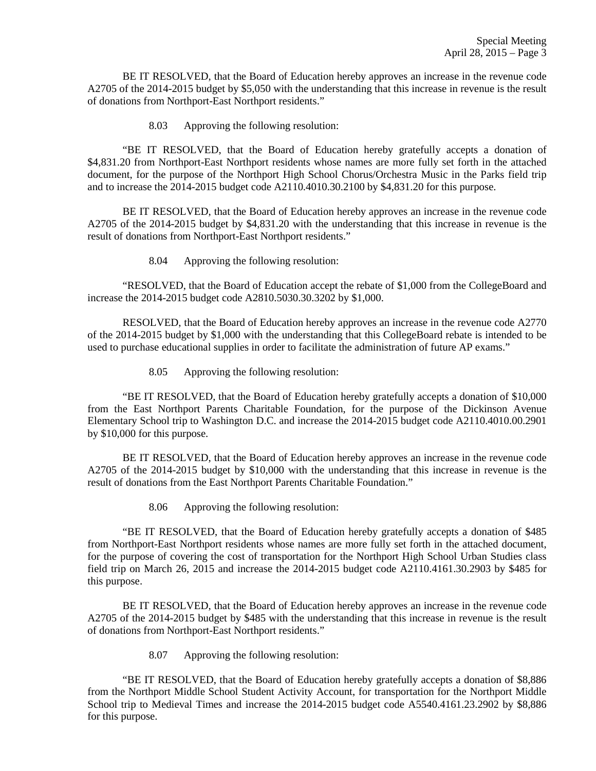BE IT RESOLVED, that the Board of Education hereby approves an increase in the revenue code A2705 of the 2014-2015 budget by $5,050 with the understanding that this increase in revenue is the result of donations from Northport-East Northport residents."

8.03 Approving the following resolution:

"BE IT RESOLVED, that the Board of Education hereby gratefully accepts a donation of $4,831.20 from Northport-East Northport residents whose names are more fully set forth in the attached document, for the purpose of the Northport High School Chorus/Orchestra Music in the Parks field trip and to increase the 2014-2015 budget code A2110.4010.30.2100 by $4,831.20 for this purpose.

BE IT RESOLVED, that the Board of Education hereby approves an increase in the revenue code A2705 of the 2014-2015 budget by $4,831.20 with the understanding that this increase in revenue is the result of donations from Northport-East Northport residents."

8.04 Approving the following resolution:

"RESOLVED, that the Board of Education accept the rebate of $1,000 from the CollegeBoard and increase the 2014-2015 budget code A2810.5030.30.3202 by $1,000.

RESOLVED, that the Board of Education hereby approves an increase in the revenue code A2770 of the 2014-2015 budget by $1,000 with the understanding that this CollegeBoard rebate is intended to be used to purchase educational supplies in order to facilitate the administration of future AP exams."

8.05 Approving the following resolution:

"BE IT RESOLVED, that the Board of Education hereby gratefully accepts a donation of $10,000 from the East Northport Parents Charitable Foundation, for the purpose of the Dickinson Avenue Elementary School trip to Washington D.C. and increase the 2014-2015 budget code A2110.4010.00.2901 by $10,000 for this purpose.

BE IT RESOLVED, that the Board of Education hereby approves an increase in the revenue code A2705 of the 2014-2015 budget by $10,000 with the understanding that this increase in revenue is the result of donations from the East Northport Parents Charitable Foundation."

8.06 Approving the following resolution:

"BE IT RESOLVED, that the Board of Education hereby gratefully accepts a donation of $485 from Northport-East Northport residents whose names are more fully set forth in the attached document, for the purpose of covering the cost of transportation for the Northport High School Urban Studies class field trip on March 26, 2015 and increase the 2014-2015 budget code A2110.4161.30.2903 by $485 for this purpose.

BE IT RESOLVED, that the Board of Education hereby approves an increase in the revenue code A2705 of the 2014-2015 budget by $485 with the understanding that this increase in revenue is the result of donations from Northport-East Northport residents."

8.07 Approving the following resolution:

"BE IT RESOLVED, that the Board of Education hereby gratefully accepts a donation of $8,886 from the Northport Middle School Student Activity Account, for transportation for the Northport Middle School trip to Medieval Times and increase the 2014-2015 budget code A5540.4161.23.2902 by $8,886 for this purpose.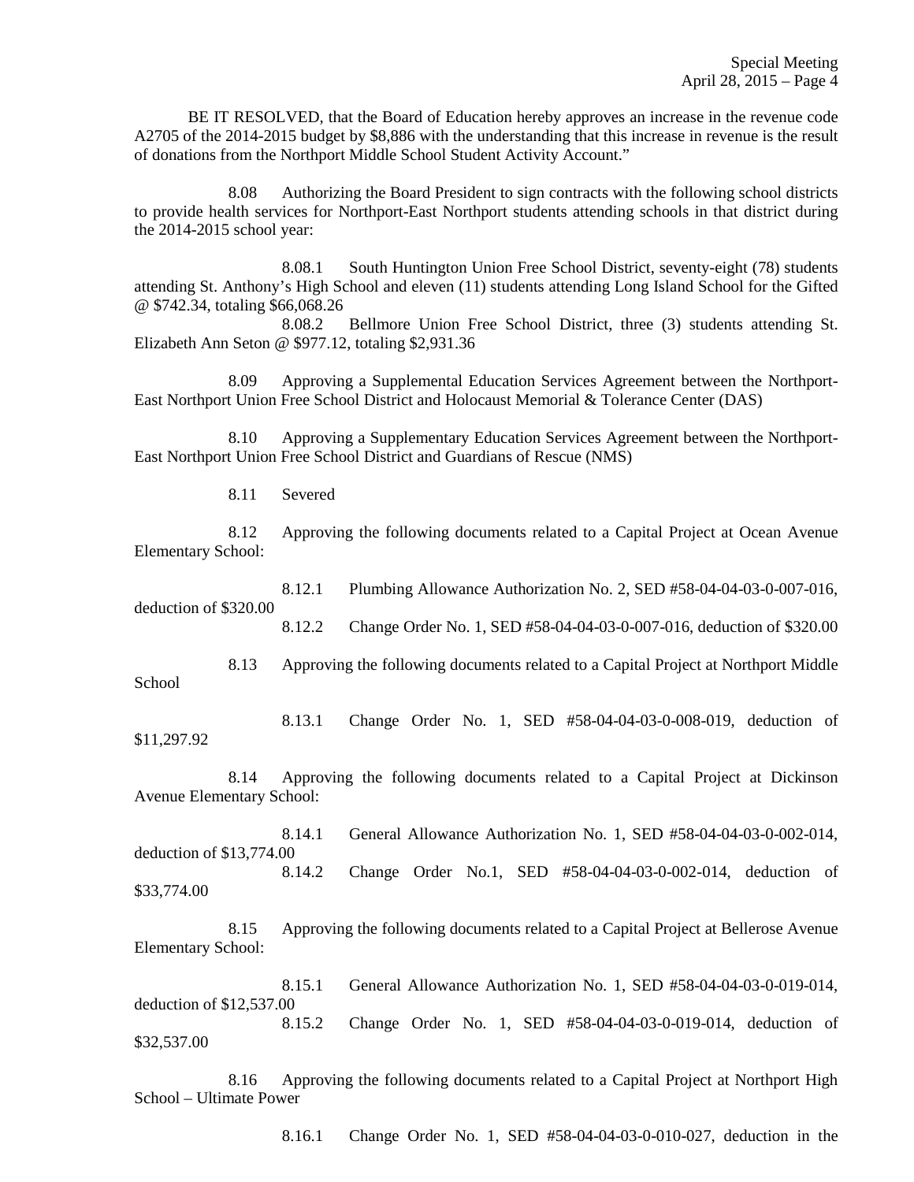BE IT RESOLVED, that the Board of Education hereby approves an increase in the revenue code A2705 of the 2014-2015 budget by $8,886 with the understanding that this increase in revenue is the result of donations from the Northport Middle School Student Activity Account."

8.08 Authorizing the Board President to sign contracts with the following school districts to provide health services for Northport-East Northport students attending schools in that district during the 2014-2015 school year:

8.08.1 South Huntington Union Free School District, seventy-eight (78) students attending St. Anthony's High School and eleven (11) students attending Long Island School for the Gifted @ $742.34, totaling $66,068.26

8.08.2 Bellmore Union Free School District, three (3) students attending St. Elizabeth Ann Seton @ $977.12, totaling $2,931.36

8.09 Approving a Supplemental Education Services Agreement between the Northport-East Northport Union Free School District and Holocaust Memorial & Tolerance Center (DAS)

8.10 Approving a Supplementary Education Services Agreement between the Northport-East Northport Union Free School District and Guardians of Rescue (NMS)

8.11 Severed

8.12 Approving the following documents related to a Capital Project at Ocean Avenue Elementary School:

8.12.1 Plumbing Allowance Authorization No. 2, SED #58-04-04-03-0-007-016, deduction of $320.00

8.12.2 Change Order No. 1, SED #58-04-04-03-0-007-016, deduction of $320.00

8.13 Approving the following documents related to a Capital Project at Northport Middle School

8.13.1 Change Order No. 1, SED #58-04-04-03-0-008-019, deduction of $11,297.92

8.14 Approving the following documents related to a Capital Project at Dickinson Avenue Elementary School:

8.14.1 General Allowance Authorization No. 1, SED #58-04-04-03-0-002-014, deduction of $13,774.00

8.14.2 Change Order No.1, SED #58-04-04-03-0-002-014, deduction of $33,774.00

8.15 Approving the following documents related to a Capital Project at Bellerose Avenue Elementary School:

8.15.1 General Allowance Authorization No. 1, SED #58-04-04-03-0-019-014, deduction of $12,537.00

8.15.2 Change Order No. 1, SED #58-04-04-03-0-019-014, deduction of $32,537.00

8.16 Approving the following documents related to a Capital Project at Northport High School – Ultimate Power

8.16.1 Change Order No. 1, SED #58-04-04-03-0-010-027, deduction in the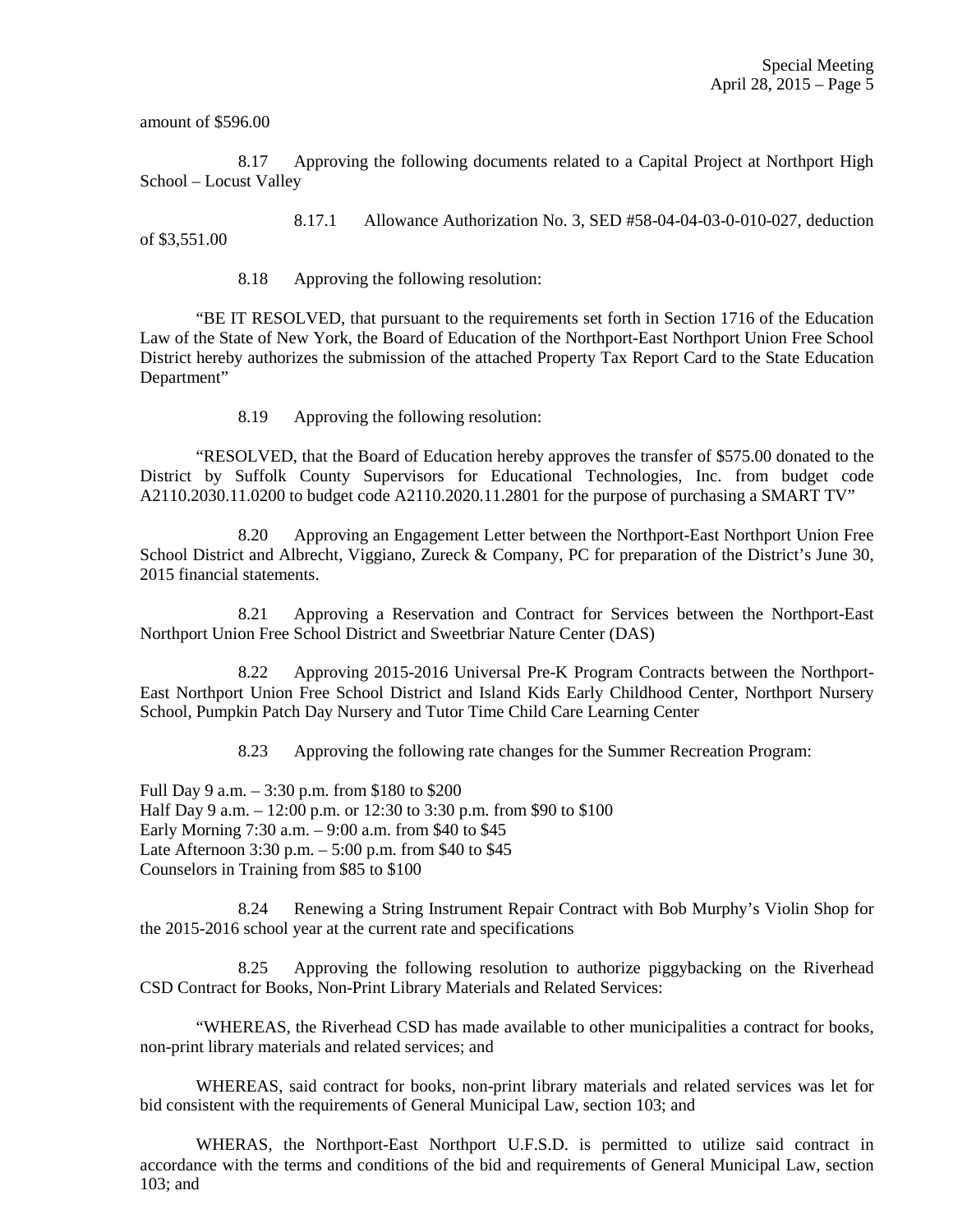amount of $596.00

8.17 Approving the following documents related to a Capital Project at Northport High School – Locust Valley

8.17.1 Allowance Authorization No. 3, SED #58-04-04-03-0-010-027, deduction of $3,551.00

8.18 Approving the following resolution:

"BE IT RESOLVED, that pursuant to the requirements set forth in Section 1716 of the Education Law of the State of New York, the Board of Education of the Northport-East Northport Union Free School District hereby authorizes the submission of the attached Property Tax Report Card to the State Education Department"

8.19 Approving the following resolution:

"RESOLVED, that the Board of Education hereby approves the transfer of $575.00 donated to the District by Suffolk County Supervisors for Educational Technologies, Inc. from budget code A2110.2030.11.0200 to budget code A2110.2020.11.2801 for the purpose of purchasing a SMART TV"

8.20 Approving an Engagement Letter between the Northport-East Northport Union Free School District and Albrecht, Viggiano, Zureck & Company, PC for preparation of the District's June 30, 2015 financial statements.

8.21 Approving a Reservation and Contract for Services between the Northport-East Northport Union Free School District and Sweetbriar Nature Center (DAS)

8.22 Approving 2015-2016 Universal Pre-K Program Contracts between the Northport-East Northport Union Free School District and Island Kids Early Childhood Center, Northport Nursery School, Pumpkin Patch Day Nursery and Tutor Time Child Care Learning Center

8.23 Approving the following rate changes for the Summer Recreation Program:

Full Day 9 a.m. – 3:30 p.m. from $180 to $200  
Half Day 9 a.m. – 12:00 p.m. or 12:30 to 3:30 p.m. from $90 to $100  
Early Morning 7:30 a.m. – 9:00 a.m. from $40 to $45  
Late Afternoon 3:30 p.m. – 5:00 p.m. from $40 to $45  
Counselors in Training from $85 to $100

8.24 Renewing a String Instrument Repair Contract with Bob Murphy's Violin Shop for the 2015-2016 school year at the current rate and specifications

8.25 Approving the following resolution to authorize piggybacking on the Riverhead CSD Contract for Books, Non-Print Library Materials and Related Services:

"WHEREAS, the Riverhead CSD has made available to other municipalities a contract for books, non-print library materials and related services; and

WHEREAS, said contract for books, non-print library materials and related services was let for bid consistent with the requirements of General Municipal Law, section 103; and

WHERAS, the Northport-East Northport U.F.S.D. is permitted to utilize said contract in accordance with the terms and conditions of the bid and requirements of General Municipal Law, section 103; and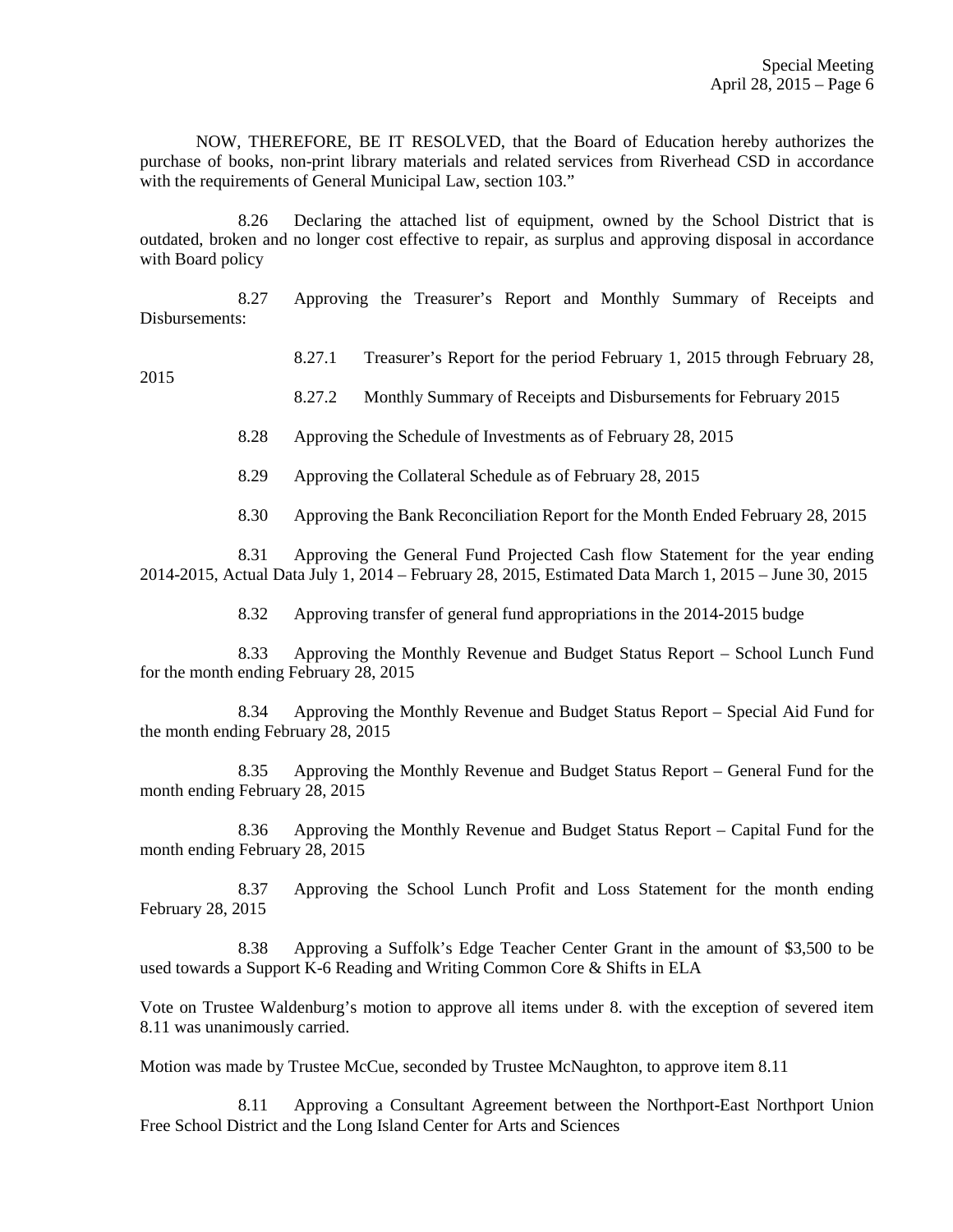NOW, THEREFORE, BE IT RESOLVED, that the Board of Education hereby authorizes the purchase of books, non-print library materials and related services from Riverhead CSD in accordance with the requirements of General Municipal Law, section 103."

8.26 Declaring the attached list of equipment, owned by the School District that is outdated, broken and no longer cost effective to repair, as surplus and approving disposal in accordance with Board policy

8.27 Approving the Treasurer's Report and Monthly Summary of Receipts and Disbursements:

8.27.1 Treasurer's Report for the period February 1, 2015 through February 28, 2015

8.27.2 Monthly Summary of Receipts and Disbursements for February 2015

8.28 Approving the Schedule of Investments as of February 28, 2015

8.29 Approving the Collateral Schedule as of February 28, 2015

8.30 Approving the Bank Reconciliation Report for the Month Ended February 28, 2015

8.31 Approving the General Fund Projected Cash flow Statement for the year ending 2014-2015, Actual Data July 1, 2014 – February 28, 2015, Estimated Data March 1, 2015 – June 30, 2015

8.32 Approving transfer of general fund appropriations in the 2014-2015 budge

8.33 Approving the Monthly Revenue and Budget Status Report – School Lunch Fund for the month ending February 28, 2015

8.34 Approving the Monthly Revenue and Budget Status Report – Special Aid Fund for the month ending February 28, 2015

8.35 Approving the Monthly Revenue and Budget Status Report – General Fund for the month ending February 28, 2015

8.36 Approving the Monthly Revenue and Budget Status Report – Capital Fund for the month ending February 28, 2015

8.37 Approving the School Lunch Profit and Loss Statement for the month ending February 28, 2015

8.38 Approving a Suffolk's Edge Teacher Center Grant in the amount of $3,500 to be used towards a Support K-6 Reading and Writing Common Core & Shifts in ELA

Vote on Trustee Waldenburg's motion to approve all items under 8. with the exception of severed item 8.11 was unanimously carried.

Motion was made by Trustee McCue, seconded by Trustee McNaughton, to approve item 8.11

8.11 Approving a Consultant Agreement between the Northport-East Northport Union Free School District and the Long Island Center for Arts and Sciences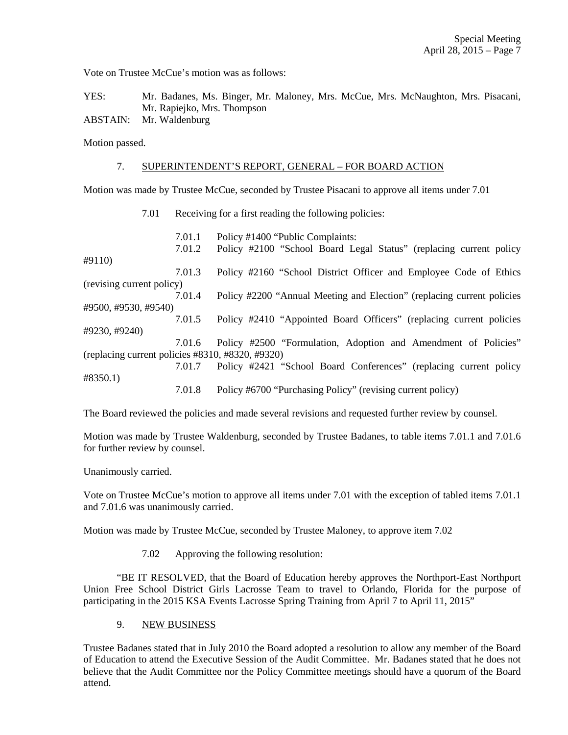Vote on Trustee McCue's motion was as follows:

YES: Mr. Badanes, Ms. Binger, Mr. Maloney, Mrs. McCue, Mrs. McNaughton, Mrs. Pisacani, Mr. Rapiejko, Mrs. Thompson
ABSTAIN: Mr. Waldenburg

Motion passed.

7. SUPERINTENDENT'S REPORT, GENERAL – FOR BOARD ACTION

Motion was made by Trustee McCue, seconded by Trustee Pisacani to approve all items under 7.01

7.01 Receiving for a first reading the following policies:

7.01.1 Policy #1400 "Public Complaints:
7.01.2 Policy #2100 "School Board Legal Status" (replacing current policy #9110)
7.01.3 Policy #2160 "School District Officer and Employee Code of Ethics (revising current policy)
7.01.4 Policy #2200 "Annual Meeting and Election" (replacing current policies #9500, #9530, #9540)
7.01.5 Policy #2410 "Appointed Board Officers" (replacing current policies #9230, #9240)
7.01.6 Policy #2500 "Formulation, Adoption and Amendment of Policies" (replacing current policies #8310, #8320, #9320)
7.01.7 Policy #2421 "School Board Conferences" (replacing current policy #8350.1)
7.01.8 Policy #6700 "Purchasing Policy" (revising current policy)

The Board reviewed the policies and made several revisions and requested further review by counsel.

Motion was made by Trustee Waldenburg, seconded by Trustee Badanes, to table items 7.01.1 and 7.01.6 for further review by counsel.

Unanimously carried.

Vote on Trustee McCue's motion to approve all items under 7.01 with the exception of tabled items 7.01.1 and 7.01.6 was unanimously carried.

Motion was made by Trustee McCue, seconded by Trustee Maloney, to approve item 7.02

7.02 Approving the following resolution:

"BE IT RESOLVED, that the Board of Education hereby approves the Northport-East Northport Union Free School District Girls Lacrosse Team to travel to Orlando, Florida for the purpose of participating in the 2015 KSA Events Lacrosse Spring Training from April 7 to April 11, 2015"

9. NEW BUSINESS

Trustee Badanes stated that in July 2010 the Board adopted a resolution to allow any member of the Board of Education to attend the Executive Session of the Audit Committee. Mr. Badanes stated that he does not believe that the Audit Committee nor the Policy Committee meetings should have a quorum of the Board attend.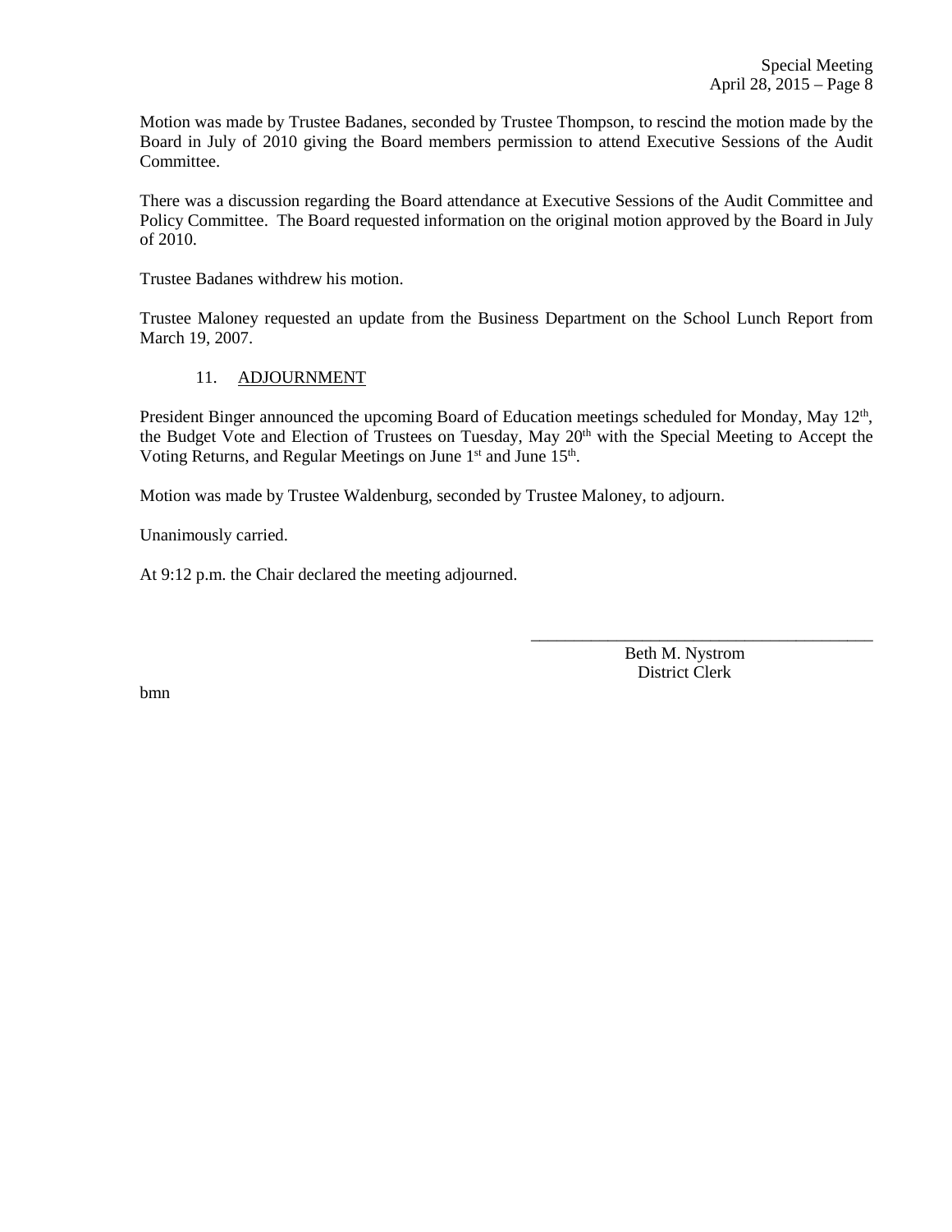Motion was made by Trustee Badanes, seconded by Trustee Thompson, to rescind the motion made by the Board in July of 2010 giving the Board members permission to attend Executive Sessions of the Audit Committee.

There was a discussion regarding the Board attendance at Executive Sessions of the Audit Committee and Policy Committee. The Board requested information on the original motion approved by the Board in July of 2010.

Trustee Badanes withdrew his motion.

Trustee Maloney requested an update from the Business Department on the School Lunch Report from March 19, 2007.

11. ADJOURNMENT

President Binger announced the upcoming Board of Education meetings scheduled for Monday, May 12th, the Budget Vote and Election of Trustees on Tuesday, May 20th with the Special Meeting to Accept the Voting Returns, and Regular Meetings on June 1st and June 15th.

Motion was made by Trustee Waldenburg, seconded by Trustee Maloney, to adjourn.

Unanimously carried.

At 9:12 p.m. the Chair declared the meeting adjourned.

\_\_\_\_\_\_\_\_\_\_\_\_\_\_\_\_\_\_\_\_\_\_\_\_\_\_\_\_\_\_\_\_\_\_\_\_\_\_\_\_

Beth M. Nystrom
District Clerk

bmn